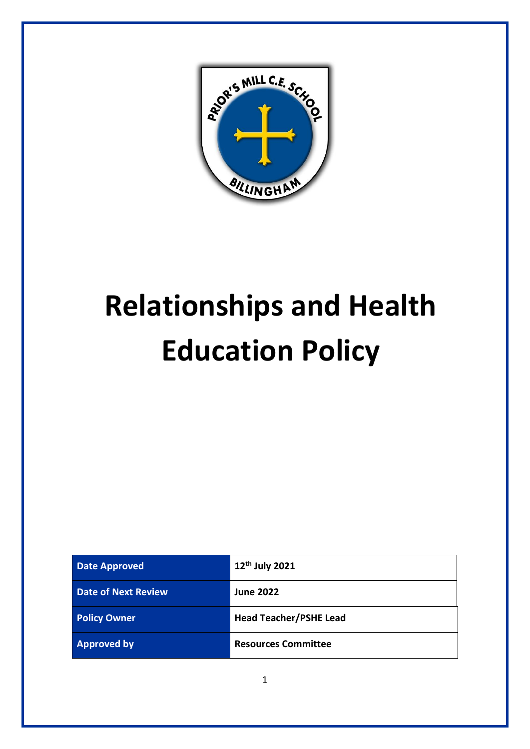# Relationships and Health Education Policy

| Date Approved | 12th July 2021 |
| --- | --- |
| Date of Next Review | June 2022 |
| Policy Owner | Head Teacher/PSHE Lead |
| Approved by | Resources Committee |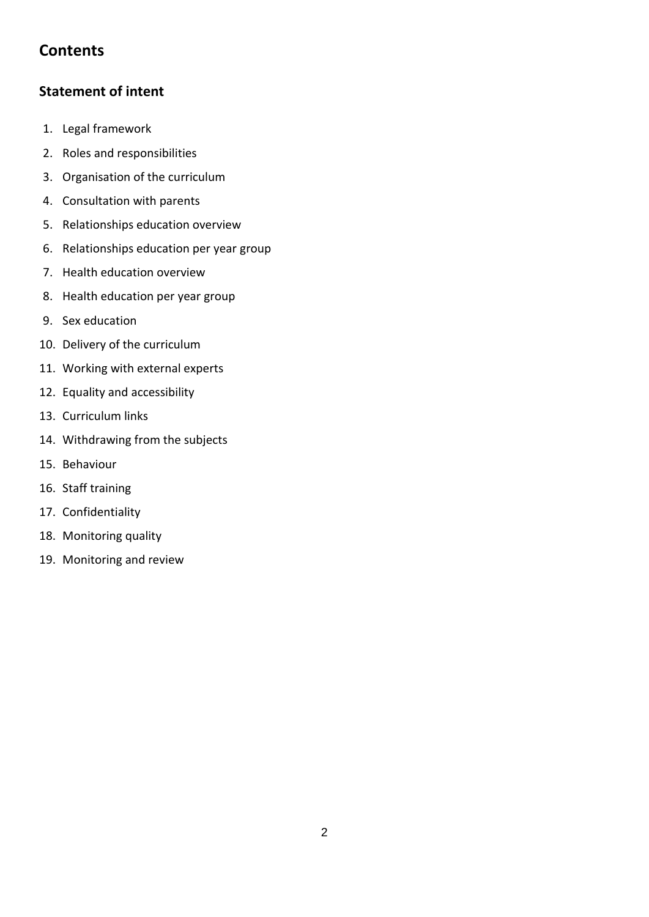# Contents

## Statement of intent

1. Legal framework
2. Roles and responsibilities
3. Organisation of the curriculum
4. Consultation with parents
5. Relationships education overview
6. Relationships education per year group
7. Health education overview
8. Health education per year group
9. Sex education
10. Delivery of the curriculum
11. Working with external experts
12. Equality and accessibility
13. Curriculum links
14. Withdrawing from the subjects
15. Behaviour
16. Staff training
17. Confidentiality
18. Monitoring quality
19. Monitoring and review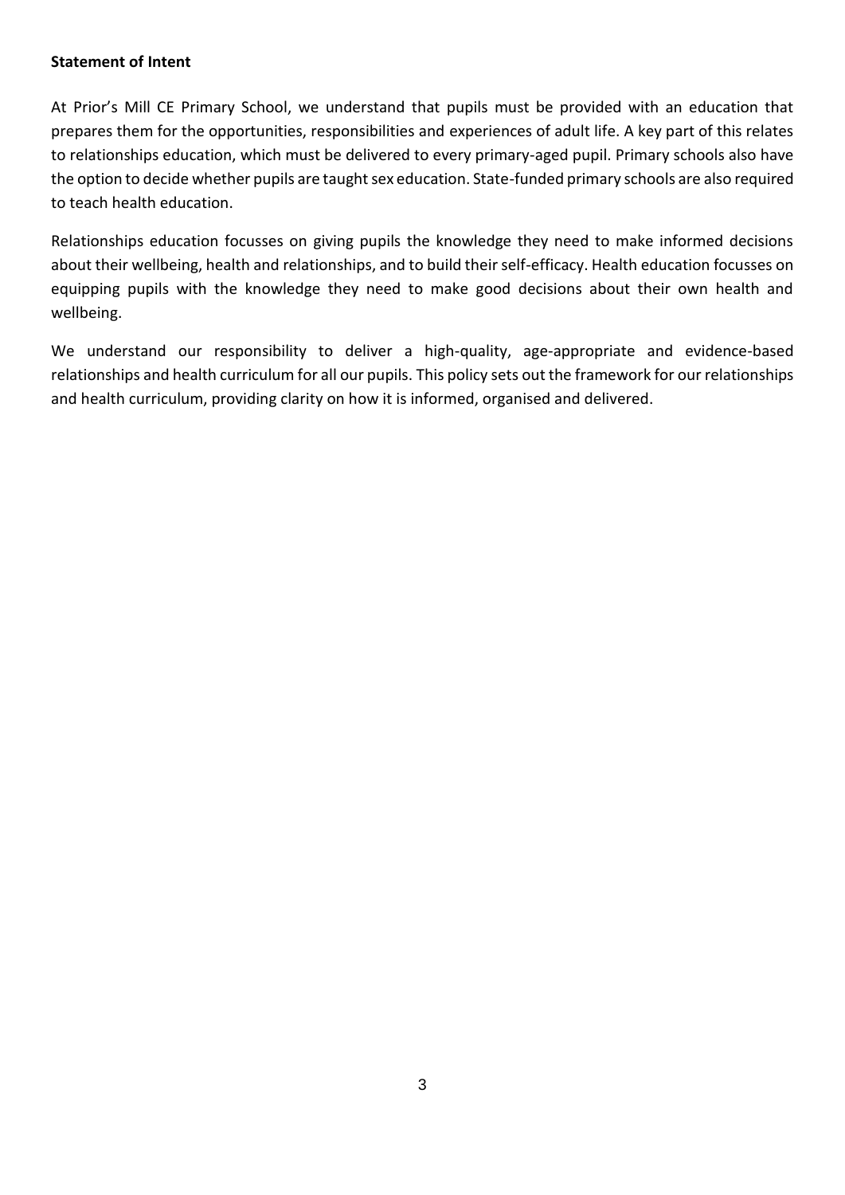**Statement of Intent**

At Prior's Mill CE Primary School, we understand that pupils must be provided with an education that prepares them for the opportunities, responsibilities and experiences of adult life. A key part of this relates to relationships education, which must be delivered to every primary-aged pupil. Primary schools also have the option to decide whether pupils are taught sex education. State-funded primary schools are also required to teach health education.

Relationships education focusses on giving pupils the knowledge they need to make informed decisions about their wellbeing, health and relationships, and to build their self-efficacy. Health education focusses on equipping pupils with the knowledge they need to make good decisions about their own health and wellbeing.

We understand our responsibility to deliver a high-quality, age-appropriate and evidence-based relationships and health curriculum for all our pupils. This policy sets out the framework for our relationships and health curriculum, providing clarity on how it is informed, organised and delivered.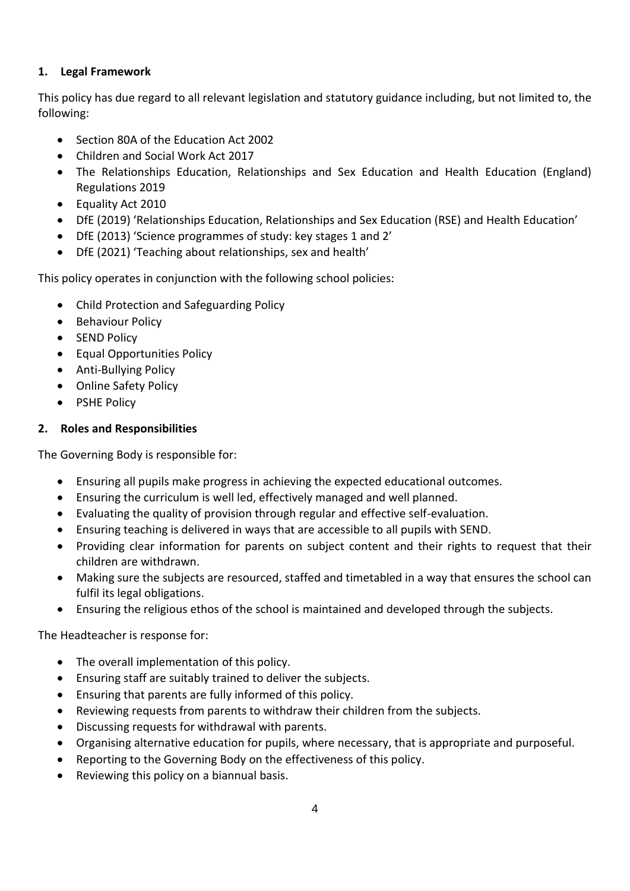## 1. Legal Framework

This policy has due regard to all relevant legislation and statutory guidance including, but not limited to, the following:

- Section 80A of the Education Act 2002
- Children and Social Work Act 2017
- The Relationships Education, Relationships and Sex Education and Health Education (England) Regulations 2019
- Equality Act 2010
- DfE (2019) 'Relationships Education, Relationships and Sex Education (RSE) and Health Education'
- DfE (2013) 'Science programmes of study: key stages 1 and 2'
- DfE (2021) 'Teaching about relationships, sex and health'

This policy operates in conjunction with the following school policies:

- Child Protection and Safeguarding Policy
- Behaviour Policy
- SEND Policy
- Equal Opportunities Policy
- Anti-Bullying Policy
- Online Safety Policy
- PSHE Policy

## 2. Roles and Responsibilities

The Governing Body is responsible for:

- Ensuring all pupils make progress in achieving the expected educational outcomes.
- Ensuring the curriculum is well led, effectively managed and well planned.
- Evaluating the quality of provision through regular and effective self-evaluation.
- Ensuring teaching is delivered in ways that are accessible to all pupils with SEND.
- Providing clear information for parents on subject content and their rights to request that their children are withdrawn.
- Making sure the subjects are resourced, staffed and timetabled in a way that ensures the school can fulfil its legal obligations.
- Ensuring the religious ethos of the school is maintained and developed through the subjects.

The Headteacher is response for:

- The overall implementation of this policy.
- Ensuring staff are suitably trained to deliver the subjects.
- Ensuring that parents are fully informed of this policy.
- Reviewing requests from parents to withdraw their children from the subjects.
- Discussing requests for withdrawal with parents.
- Organising alternative education for pupils, where necessary, that is appropriate and purposeful.
- Reporting to the Governing Body on the effectiveness of this policy.
- Reviewing this policy on a biannual basis.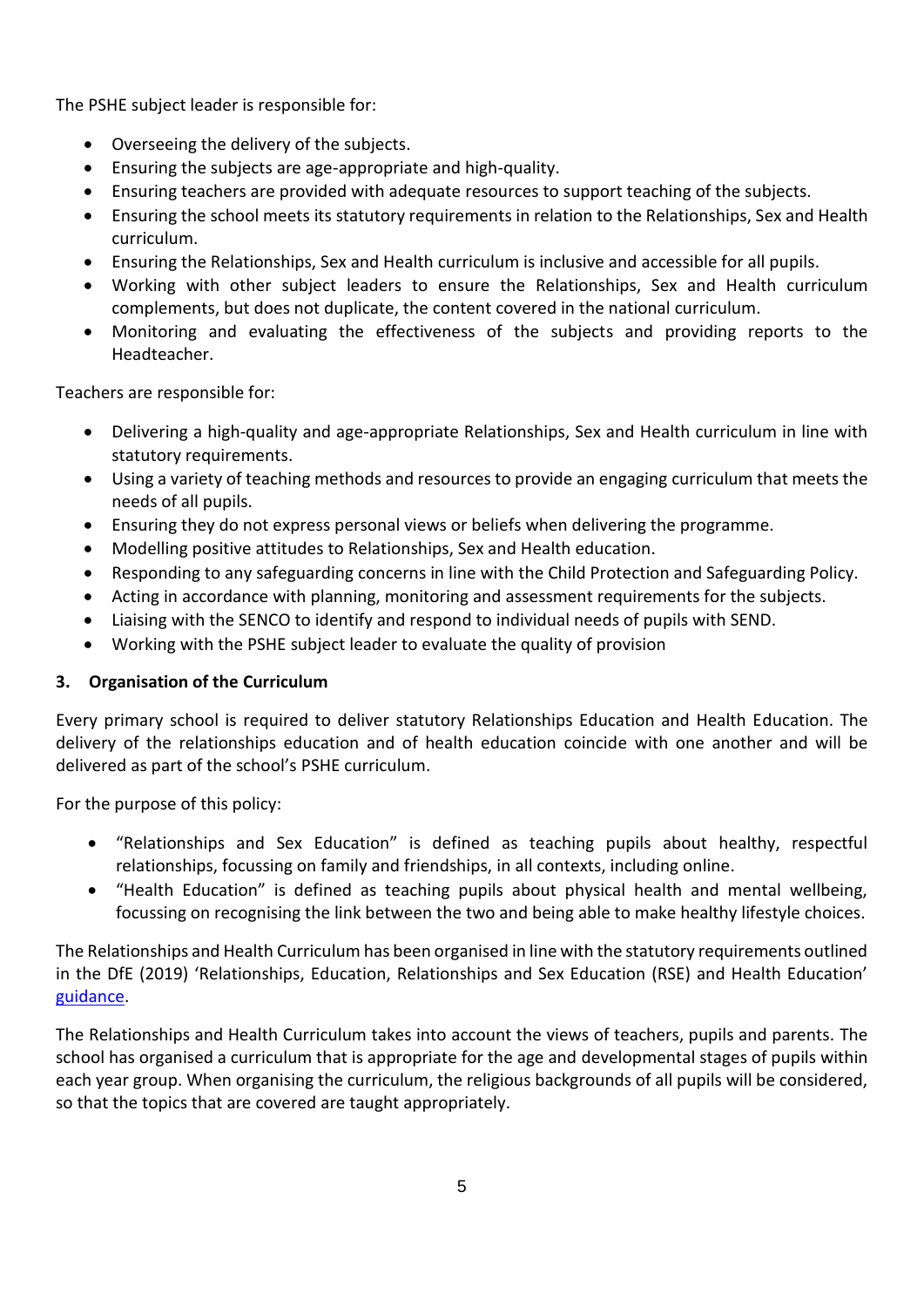The PSHE subject leader is responsible for:

- Overseeing the delivery of the subjects.
- Ensuring the subjects are age-appropriate and high-quality.
- Ensuring teachers are provided with adequate resources to support teaching of the subjects.
- Ensuring the school meets its statutory requirements in relation to the Relationships, Sex and Health curriculum.
- Ensuring the Relationships, Sex and Health curriculum is inclusive and accessible for all pupils.
- Working with other subject leaders to ensure the Relationships, Sex and Health curriculum complements, but does not duplicate, the content covered in the national curriculum.
- Monitoring and evaluating the effectiveness of the subjects and providing reports to the Headteacher.

Teachers are responsible for:

- Delivering a high-quality and age-appropriate Relationships, Sex and Health curriculum in line with statutory requirements.
- Using a variety of teaching methods and resources to provide an engaging curriculum that meets the needs of all pupils.
- Ensuring they do not express personal views or beliefs when delivering the programme.
- Modelling positive attitudes to Relationships, Sex and Health education.
- Responding to any safeguarding concerns in line with the Child Protection and Safeguarding Policy.
- Acting in accordance with planning, monitoring and assessment requirements for the subjects.
- Liaising with the SENCO to identify and respond to individual needs of pupils with SEND.
- Working with the PSHE subject leader to evaluate the quality of provision

### 3. Organisation of the Curriculum

Every primary school is required to deliver statutory Relationships Education and Health Education. The delivery of the relationships education and of health education coincide with one another and will be delivered as part of the school's PSHE curriculum.

For the purpose of this policy:

- "Relationships and Sex Education" is defined as teaching pupils about healthy, respectful relationships, focussing on family and friendships, in all contexts, including online.
- "Health Education" is defined as teaching pupils about physical health and mental wellbeing, focussing on recognising the link between the two and being able to make healthy lifestyle choices.

The Relationships and Health Curriculum has been organised in line with the statutory requirements outlined in the DfE (2019) 'Relationships, Education, Relationships and Sex Education (RSE) and Health Education' guidance.

The Relationships and Health Curriculum takes into account the views of teachers, pupils and parents. The school has organised a curriculum that is appropriate for the age and developmental stages of pupils within each year group. When organising the curriculum, the religious backgrounds of all pupils will be considered, so that the topics that are covered are taught appropriately.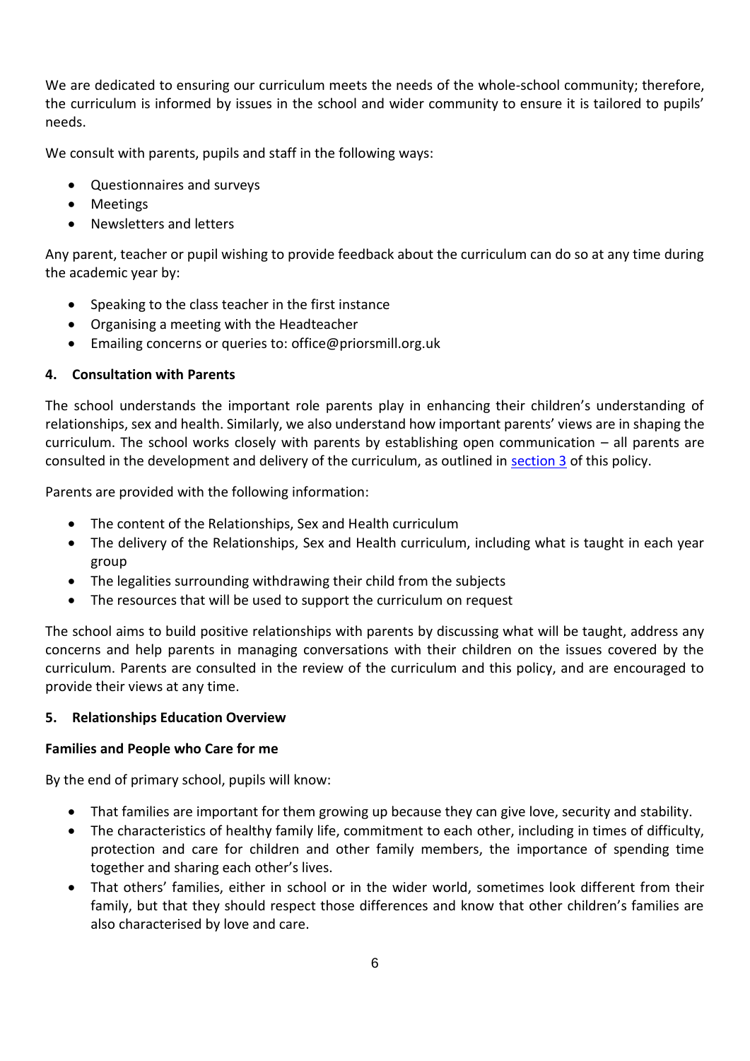We are dedicated to ensuring our curriculum meets the needs of the whole-school community; therefore, the curriculum is informed by issues in the school and wider community to ensure it is tailored to pupils' needs.

We consult with parents, pupils and staff in the following ways:

- Questionnaires and surveys
- Meetings
- Newsletters and letters

Any parent, teacher or pupil wishing to provide feedback about the curriculum can do so at any time during the academic year by:

- Speaking to the class teacher in the first instance
- Organising a meeting with the Headteacher
- Emailing concerns or queries to: office@priorsmill.org.uk

## 4. Consultation with Parents

The school understands the important role parents play in enhancing their children's understanding of relationships, sex and health. Similarly, we also understand how important parents' views are in shaping the curriculum. The school works closely with parents by establishing open communication – all parents are consulted in the development and delivery of the curriculum, as outlined in section 3 of this policy.

Parents are provided with the following information:

- The content of the Relationships, Sex and Health curriculum
- The delivery of the Relationships, Sex and Health curriculum, including what is taught in each year group
- The legalities surrounding withdrawing their child from the subjects
- The resources that will be used to support the curriculum on request

The school aims to build positive relationships with parents by discussing what will be taught, address any concerns and help parents in managing conversations with their children on the issues covered by the curriculum. Parents are consulted in the review of the curriculum and this policy, and are encouraged to provide their views at any time.

## 5. Relationships Education Overview

### Families and People who Care for me

By the end of primary school, pupils will know:

- That families are important for them growing up because they can give love, security and stability.
- The characteristics of healthy family life, commitment to each other, including in times of difficulty, protection and care for children and other family members, the importance of spending time together and sharing each other's lives.
- That others' families, either in school or in the wider world, sometimes look different from their family, but that they should respect those differences and know that other children's families are also characterised by love and care.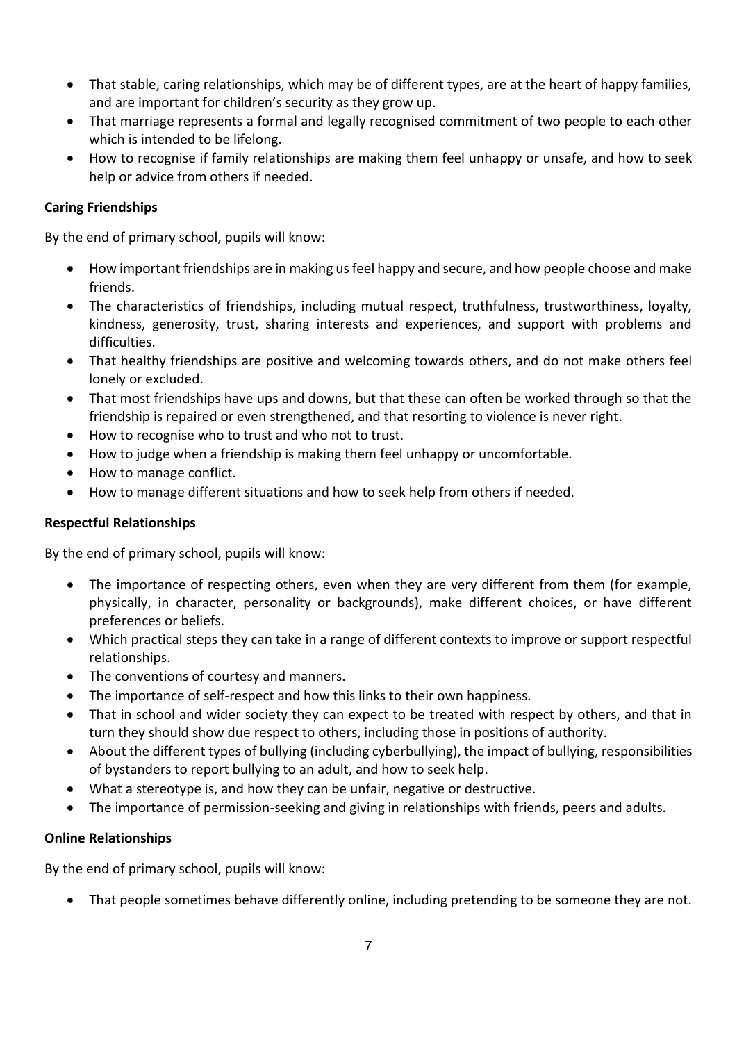- That stable, caring relationships, which may be of different types, are at the heart of happy families, and are important for children's security as they grow up.
- That marriage represents a formal and legally recognised commitment of two people to each other which is intended to be lifelong.
- How to recognise if family relationships are making them feel unhappy or unsafe, and how to seek help or advice from others if needed.

**Caring Friendships**

By the end of primary school, pupils will know:

- How important friendships are in making us feel happy and secure, and how people choose and make friends.
- The characteristics of friendships, including mutual respect, truthfulness, trustworthiness, loyalty, kindness, generosity, trust, sharing interests and experiences, and support with problems and difficulties.
- That healthy friendships are positive and welcoming towards others, and do not make others feel lonely or excluded.
- That most friendships have ups and downs, but that these can often be worked through so that the friendship is repaired or even strengthened, and that resorting to violence is never right.
- How to recognise who to trust and who not to trust.
- How to judge when a friendship is making them feel unhappy or uncomfortable.
- How to manage conflict.
- How to manage different situations and how to seek help from others if needed.

**Respectful Relationships**

By the end of primary school, pupils will know:

- The importance of respecting others, even when they are very different from them (for example, physically, in character, personality or backgrounds), make different choices, or have different preferences or beliefs.
- Which practical steps they can take in a range of different contexts to improve or support respectful relationships.
- The conventions of courtesy and manners.
- The importance of self-respect and how this links to their own happiness.
- That in school and wider society they can expect to be treated with respect by others, and that in turn they should show due respect to others, including those in positions of authority.
- About the different types of bullying (including cyberbullying), the impact of bullying, responsibilities of bystanders to report bullying to an adult, and how to seek help.
- What a stereotype is, and how they can be unfair, negative or destructive.
- The importance of permission-seeking and giving in relationships with friends, peers and adults.

**Online Relationships**

By the end of primary school, pupils will know:

- That people sometimes behave differently online, including pretending to be someone they are not.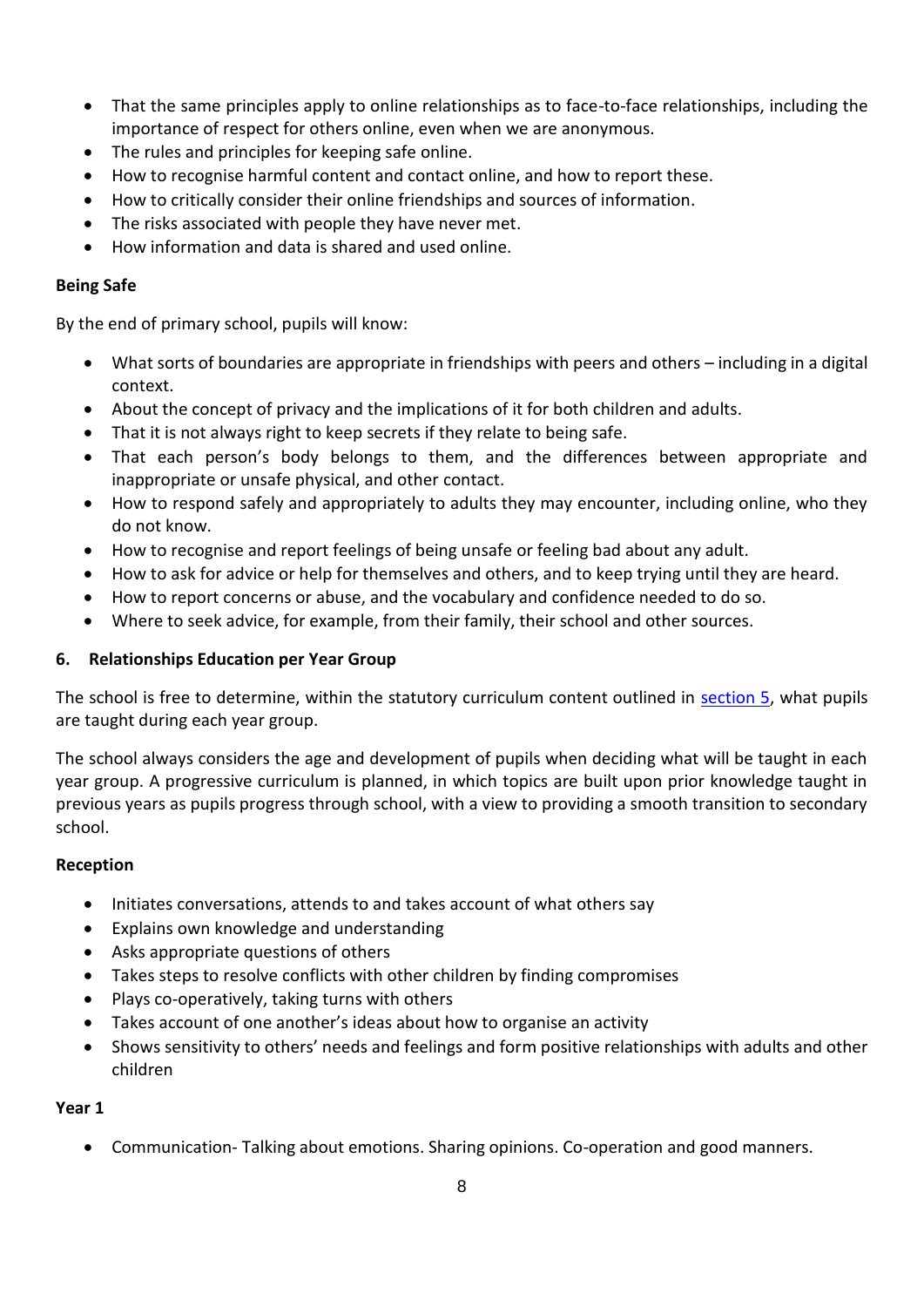- That the same principles apply to online relationships as to face-to-face relationships, including the importance of respect for others online, even when we are anonymous.
- The rules and principles for keeping safe online.
- How to recognise harmful content and contact online, and how to report these.
- How to critically consider their online friendships and sources of information.
- The risks associated with people they have never met.
- How information and data is shared and used online.

**Being Safe**

By the end of primary school, pupils will know:

- What sorts of boundaries are appropriate in friendships with peers and others – including in a digital context.
- About the concept of privacy and the implications of it for both children and adults.
- That it is not always right to keep secrets if they relate to being safe.
- That each person's body belongs to them, and the differences between appropriate and inappropriate or unsafe physical, and other contact.
- How to respond safely and appropriately to adults they may encounter, including online, who they do not know.
- How to recognise and report feelings of being unsafe or feeling bad about any adult.
- How to ask for advice or help for themselves and others, and to keep trying until they are heard.
- How to report concerns or abuse, and the vocabulary and confidence needed to do so.
- Where to seek advice, for example, from their family, their school and other sources.

## 6. Relationships Education per Year Group

The school is free to determine, within the statutory curriculum content outlined in section 5, what pupils are taught during each year group.

The school always considers the age and development of pupils when deciding what will be taught in each year group. A progressive curriculum is planned, in which topics are built upon prior knowledge taught in previous years as pupils progress through school, with a view to providing a smooth transition to secondary school.

**Reception**

- Initiates conversations, attends to and takes account of what others say
- Explains own knowledge and understanding
- Asks appropriate questions of others
- Takes steps to resolve conflicts with other children by finding compromises
- Plays co-operatively, taking turns with others
- Takes account of one another's ideas about how to organise an activity
- Shows sensitivity to others' needs and feelings and form positive relationships with adults and other children

**Year 1**

- Communication- Talking about emotions. Sharing opinions. Co-operation and good manners.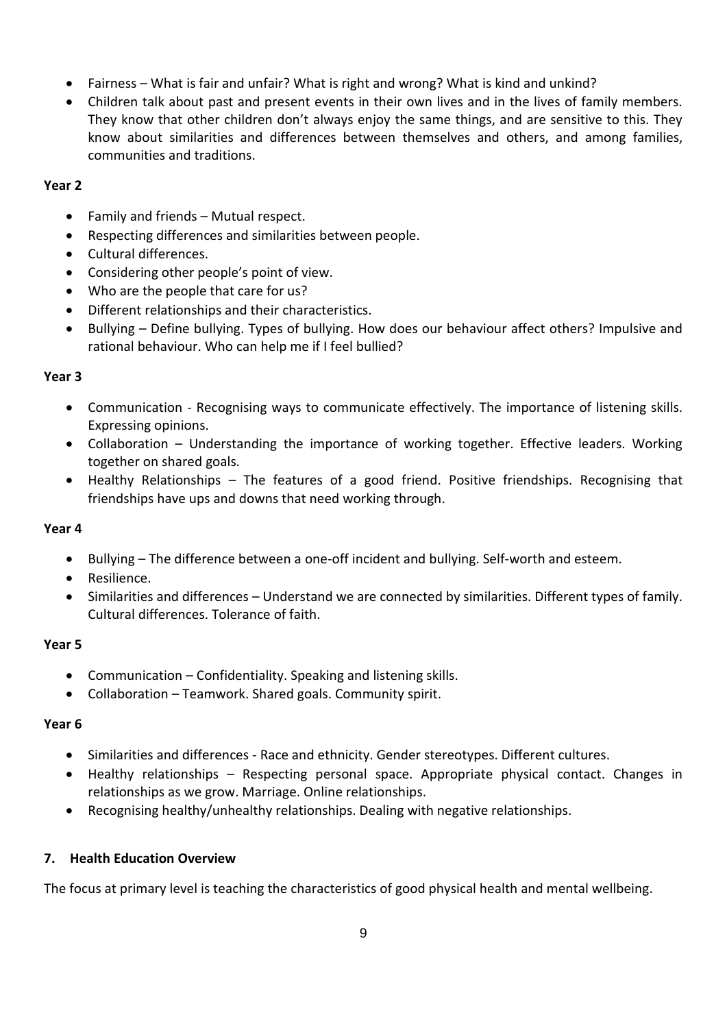- Fairness – What is fair and unfair? What is right and wrong? What is kind and unkind?
- Children talk about past and present events in their own lives and in the lives of family members. They know that other children don't always enjoy the same things, and are sensitive to this. They know about similarities and differences between themselves and others, and among families, communities and traditions.

**Year 2**

- Family and friends – Mutual respect.
- Respecting differences and similarities between people.
- Cultural differences.
- Considering other people's point of view.
- Who are the people that care for us?
- Different relationships and their characteristics.
- Bullying – Define bullying. Types of bullying. How does our behaviour affect others? Impulsive and rational behaviour. Who can help me if I feel bullied?

**Year 3**

- Communication - Recognising ways to communicate effectively. The importance of listening skills. Expressing opinions.
- Collaboration – Understanding the importance of working together. Effective leaders. Working together on shared goals.
- Healthy Relationships – The features of a good friend. Positive friendships. Recognising that friendships have ups and downs that need working through.

**Year 4**

- Bullying – The difference between a one-off incident and bullying. Self-worth and esteem.
- Resilience.
- Similarities and differences – Understand we are connected by similarities. Different types of family. Cultural differences. Tolerance of faith.

**Year 5**

- Communication – Confidentiality. Speaking and listening skills.
- Collaboration – Teamwork. Shared goals. Community spirit.

**Year 6**

- Similarities and differences - Race and ethnicity. Gender stereotypes. Different cultures.
- Healthy relationships – Respecting personal space. Appropriate physical contact. Changes in relationships as we grow. Marriage. Online relationships.
- Recognising healthy/unhealthy relationships. Dealing with negative relationships.

## 7. Health Education Overview

The focus at primary level is teaching the characteristics of good physical health and mental wellbeing.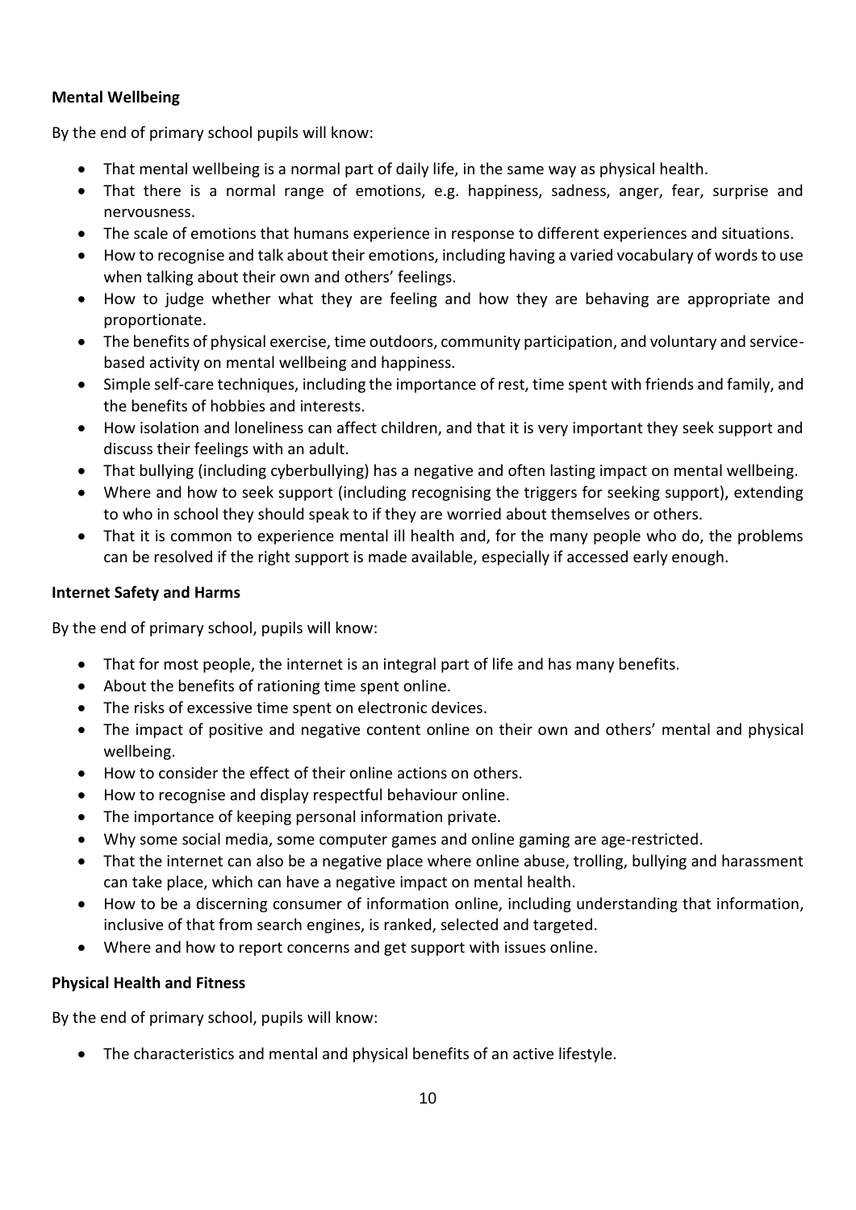**Mental Wellbeing**

By the end of primary school pupils will know:

- That mental wellbeing is a normal part of daily life, in the same way as physical health.
- That there is a normal range of emotions, e.g. happiness, sadness, anger, fear, surprise and nervousness.
- The scale of emotions that humans experience in response to different experiences and situations.
- How to recognise and talk about their emotions, including having a varied vocabulary of words to use when talking about their own and others' feelings.
- How to judge whether what they are feeling and how they are behaving are appropriate and proportionate.
- The benefits of physical exercise, time outdoors, community participation, and voluntary and service-based activity on mental wellbeing and happiness.
- Simple self-care techniques, including the importance of rest, time spent with friends and family, and the benefits of hobbies and interests.
- How isolation and loneliness can affect children, and that it is very important they seek support and discuss their feelings with an adult.
- That bullying (including cyberbullying) has a negative and often lasting impact on mental wellbeing.
- Where and how to seek support (including recognising the triggers for seeking support), extending to who in school they should speak to if they are worried about themselves or others.
- That it is common to experience mental ill health and, for the many people who do, the problems can be resolved if the right support is made available, especially if accessed early enough.

**Internet Safety and Harms**

By the end of primary school, pupils will know:

- That for most people, the internet is an integral part of life and has many benefits.
- About the benefits of rationing time spent online.
- The risks of excessive time spent on electronic devices.
- The impact of positive and negative content online on their own and others' mental and physical wellbeing.
- How to consider the effect of their online actions on others.
- How to recognise and display respectful behaviour online.
- The importance of keeping personal information private.
- Why some social media, some computer games and online gaming are age-restricted.
- That the internet can also be a negative place where online abuse, trolling, bullying and harassment can take place, which can have a negative impact on mental health.
- How to be a discerning consumer of information online, including understanding that information, inclusive of that from search engines, is ranked, selected and targeted.
- Where and how to report concerns and get support with issues online.

**Physical Health and Fitness**

By the end of primary school, pupils will know:

- The characteristics and mental and physical benefits of an active lifestyle.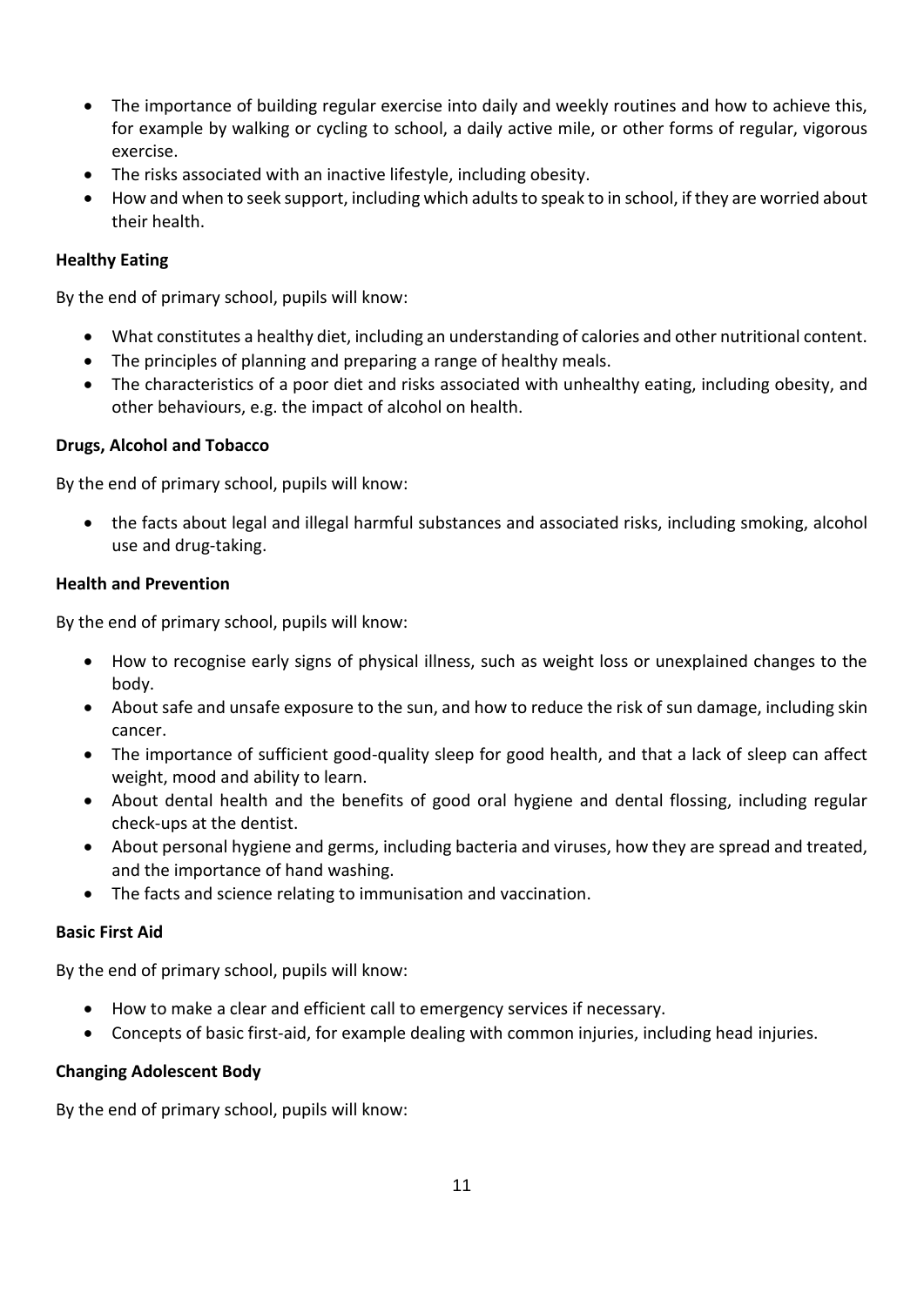- The importance of building regular exercise into daily and weekly routines and how to achieve this, for example by walking or cycling to school, a daily active mile, or other forms of regular, vigorous exercise.
- The risks associated with an inactive lifestyle, including obesity.
- How and when to seek support, including which adults to speak to in school, if they are worried about their health.

**Healthy Eating**

By the end of primary school, pupils will know:

- What constitutes a healthy diet, including an understanding of calories and other nutritional content.
- The principles of planning and preparing a range of healthy meals.
- The characteristics of a poor diet and risks associated with unhealthy eating, including obesity, and other behaviours, e.g. the impact of alcohol on health.

**Drugs, Alcohol and Tobacco**

By the end of primary school, pupils will know:

- the facts about legal and illegal harmful substances and associated risks, including smoking, alcohol use and drug-taking.

**Health and Prevention**

By the end of primary school, pupils will know:

- How to recognise early signs of physical illness, such as weight loss or unexplained changes to the body.
- About safe and unsafe exposure to the sun, and how to reduce the risk of sun damage, including skin cancer.
- The importance of sufficient good-quality sleep for good health, and that a lack of sleep can affect weight, mood and ability to learn.
- About dental health and the benefits of good oral hygiene and dental flossing, including regular check-ups at the dentist.
- About personal hygiene and germs, including bacteria and viruses, how they are spread and treated, and the importance of hand washing.
- The facts and science relating to immunisation and vaccination.

**Basic First Aid**

By the end of primary school, pupils will know:

- How to make a clear and efficient call to emergency services if necessary.
- Concepts of basic first-aid, for example dealing with common injuries, including head injuries.

**Changing Adolescent Body**

By the end of primary school, pupils will know: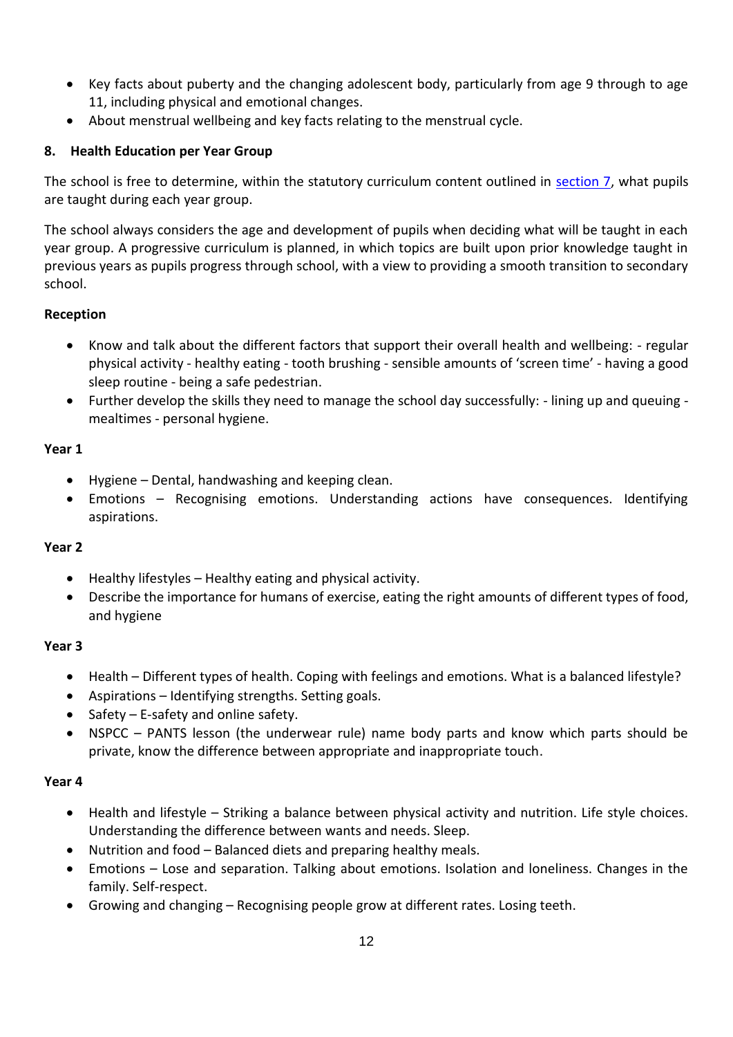- Key facts about puberty and the changing adolescent body, particularly from age 9 through to age 11, including physical and emotional changes.
- About menstrual wellbeing and key facts relating to the menstrual cycle.

## 8. Health Education per Year Group

The school is free to determine, within the statutory curriculum content outlined in [section 7](#), what pupils are taught during each year group.

The school always considers the age and development of pupils when deciding what will be taught in each year group. A progressive curriculum is planned, in which topics are built upon prior knowledge taught in previous years as pupils progress through school, with a view to providing a smooth transition to secondary school.

**Reception**

- Know and talk about the different factors that support their overall health and wellbeing: - regular physical activity - healthy eating - tooth brushing - sensible amounts of 'screen time' - having a good sleep routine - being a safe pedestrian.
- Further develop the skills they need to manage the school day successfully: - lining up and queuing - mealtimes - personal hygiene.

**Year 1**

- Hygiene – Dental, handwashing and keeping clean.
- Emotions – Recognising emotions. Understanding actions have consequences. Identifying aspirations.

**Year 2**

- Healthy lifestyles – Healthy eating and physical activity.
- Describe the importance for humans of exercise, eating the right amounts of different types of food, and hygiene

**Year 3**

- Health – Different types of health. Coping with feelings and emotions. What is a balanced lifestyle?
- Aspirations – Identifying strengths. Setting goals.
- Safety – E-safety and online safety.
- NSPCC – PANTS lesson (the underwear rule) name body parts and know which parts should be private, know the difference between appropriate and inappropriate touch.

**Year 4**

- Health and lifestyle – Striking a balance between physical activity and nutrition. Life style choices. Understanding the difference between wants and needs. Sleep.
- Nutrition and food – Balanced diets and preparing healthy meals.
- Emotions – Lose and separation. Talking about emotions. Isolation and loneliness. Changes in the family. Self-respect.
- Growing and changing – Recognising people grow at different rates. Losing teeth.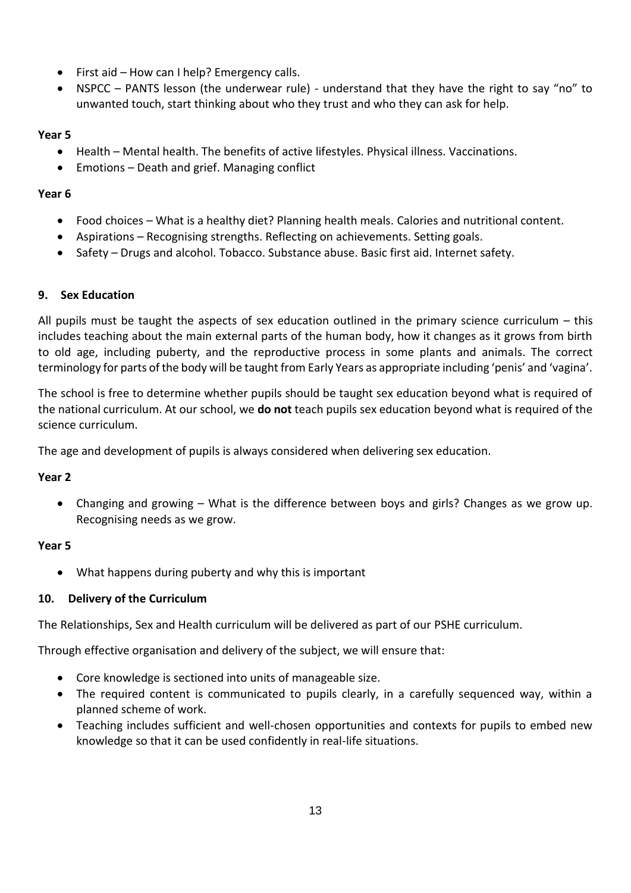- First aid – How can I help? Emergency calls.
- NSPCC – PANTS lesson (the underwear rule) - understand that they have the right to say "no" to unwanted touch, start thinking about who they trust and who they can ask for help.

**Year 5**

- Health – Mental health. The benefits of active lifestyles. Physical illness. Vaccinations.
- Emotions – Death and grief. Managing conflict

**Year 6**

- Food choices – What is a healthy diet? Planning health meals. Calories and nutritional content.
- Aspirations – Recognising strengths. Reflecting on achievements. Setting goals.
- Safety – Drugs and alcohol. Tobacco. Substance abuse. Basic first aid. Internet safety.

## 9. Sex Education

All pupils must be taught the aspects of sex education outlined in the primary science curriculum – this includes teaching about the main external parts of the human body, how it changes as it grows from birth to old age, including puberty, and the reproductive process in some plants and animals. The correct terminology for parts of the body will be taught from Early Years as appropriate including 'penis' and 'vagina'.

The school is free to determine whether pupils should be taught sex education beyond what is required of the national curriculum. At our school, we **do not** teach pupils sex education beyond what is required of the science curriculum.

The age and development of pupils is always considered when delivering sex education.

**Year 2**

- Changing and growing – What is the difference between boys and girls? Changes as we grow up. Recognising needs as we grow.

**Year 5**

- What happens during puberty and why this is important

## 10. Delivery of the Curriculum

The Relationships, Sex and Health curriculum will be delivered as part of our PSHE curriculum.

Through effective organisation and delivery of the subject, we will ensure that:

- Core knowledge is sectioned into units of manageable size.
- The required content is communicated to pupils clearly, in a carefully sequenced way, within a planned scheme of work.
- Teaching includes sufficient and well-chosen opportunities and contexts for pupils to embed new knowledge so that it can be used confidently in real-life situations.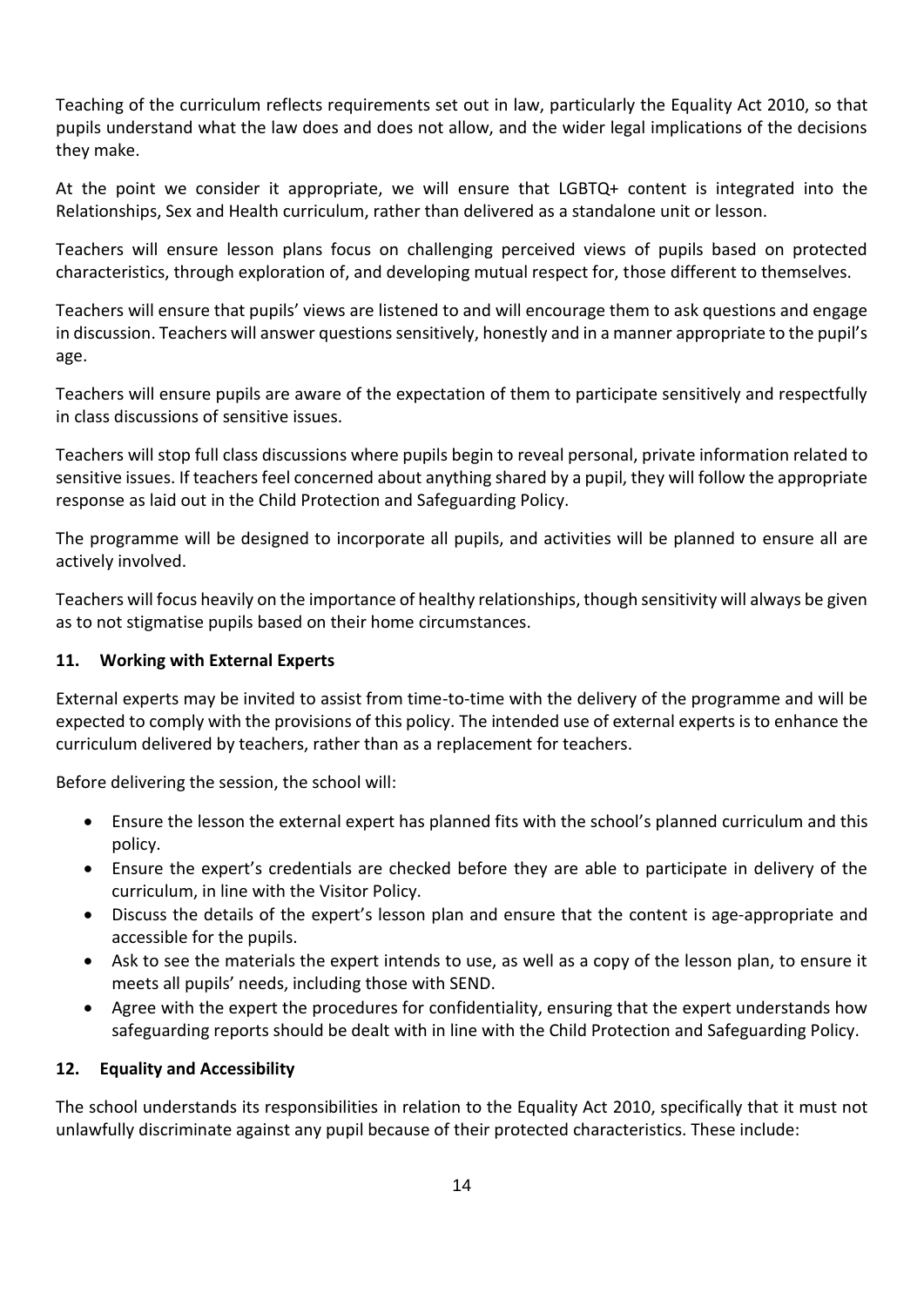Teaching of the curriculum reflects requirements set out in law, particularly the Equality Act 2010, so that pupils understand what the law does and does not allow, and the wider legal implications of the decisions they make.

At the point we consider it appropriate, we will ensure that LGBTQ+ content is integrated into the Relationships, Sex and Health curriculum, rather than delivered as a standalone unit or lesson.

Teachers will ensure lesson plans focus on challenging perceived views of pupils based on protected characteristics, through exploration of, and developing mutual respect for, those different to themselves.

Teachers will ensure that pupils' views are listened to and will encourage them to ask questions and engage in discussion. Teachers will answer questions sensitively, honestly and in a manner appropriate to the pupil's age.

Teachers will ensure pupils are aware of the expectation of them to participate sensitively and respectfully in class discussions of sensitive issues.

Teachers will stop full class discussions where pupils begin to reveal personal, private information related to sensitive issues. If teachers feel concerned about anything shared by a pupil, they will follow the appropriate response as laid out in the Child Protection and Safeguarding Policy.

The programme will be designed to incorporate all pupils, and activities will be planned to ensure all are actively involved.

Teachers will focus heavily on the importance of healthy relationships, though sensitivity will always be given as to not stigmatise pupils based on their home circumstances.

## 11. Working with External Experts

External experts may be invited to assist from time-to-time with the delivery of the programme and will be expected to comply with the provisions of this policy. The intended use of external experts is to enhance the curriculum delivered by teachers, rather than as a replacement for teachers.

Before delivering the session, the school will:

- Ensure the lesson the external expert has planned fits with the school's planned curriculum and this policy.
- Ensure the expert's credentials are checked before they are able to participate in delivery of the curriculum, in line with the Visitor Policy.
- Discuss the details of the expert's lesson plan and ensure that the content is age-appropriate and accessible for the pupils.
- Ask to see the materials the expert intends to use, as well as a copy of the lesson plan, to ensure it meets all pupils' needs, including those with SEND.
- Agree with the expert the procedures for confidentiality, ensuring that the expert understands how safeguarding reports should be dealt with in line with the Child Protection and Safeguarding Policy.

## 12. Equality and Accessibility

The school understands its responsibilities in relation to the Equality Act 2010, specifically that it must not unlawfully discriminate against any pupil because of their protected characteristics. These include: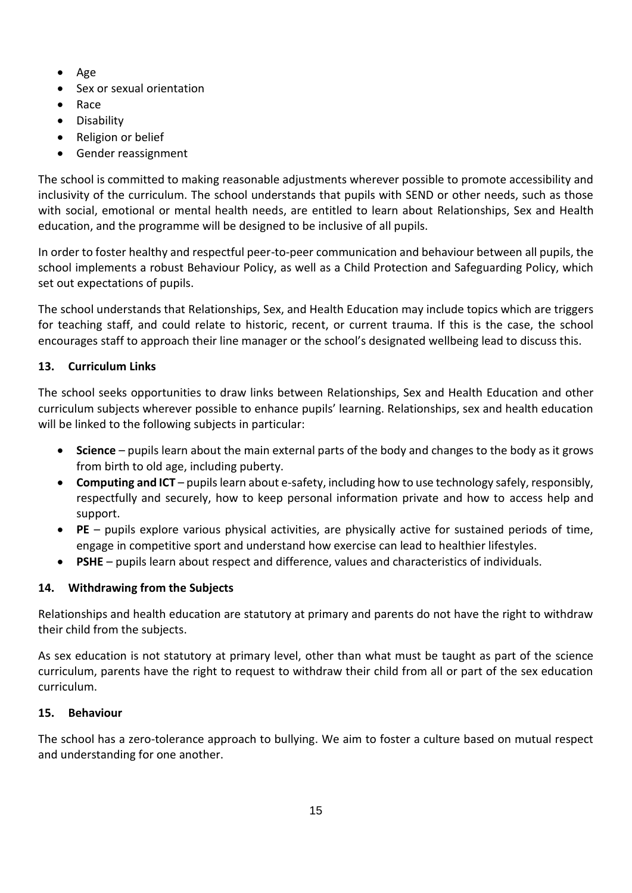- Age
- Sex or sexual orientation
- Race
- Disability
- Religion or belief
- Gender reassignment

The school is committed to making reasonable adjustments wherever possible to promote accessibility and inclusivity of the curriculum. The school understands that pupils with SEND or other needs, such as those with social, emotional or mental health needs, are entitled to learn about Relationships, Sex and Health education, and the programme will be designed to be inclusive of all pupils.

In order to foster healthy and respectful peer-to-peer communication and behaviour between all pupils, the school implements a robust Behaviour Policy, as well as a Child Protection and Safeguarding Policy, which set out expectations of pupils.

The school understands that Relationships, Sex, and Health Education may include topics which are triggers for teaching staff, and could relate to historic, recent, or current trauma. If this is the case, the school encourages staff to approach their line manager or the school's designated wellbeing lead to discuss this.

### 13. Curriculum Links

The school seeks opportunities to draw links between Relationships, Sex and Health Education and other curriculum subjects wherever possible to enhance pupils' learning. Relationships, sex and health education will be linked to the following subjects in particular:

- **Science** – pupils learn about the main external parts of the body and changes to the body as it grows from birth to old age, including puberty.
- **Computing and ICT** – pupils learn about e-safety, including how to use technology safely, responsibly, respectfully and securely, how to keep personal information private and how to access help and support.
- **PE** – pupils explore various physical activities, are physically active for sustained periods of time, engage in competitive sport and understand how exercise can lead to healthier lifestyles.
- **PSHE** – pupils learn about respect and difference, values and characteristics of individuals.

### 14. Withdrawing from the Subjects

Relationships and health education are statutory at primary and parents do not have the right to withdraw their child from the subjects.

As sex education is not statutory at primary level, other than what must be taught as part of the science curriculum, parents have the right to request to withdraw their child from all or part of the sex education curriculum.

### 15. Behaviour

The school has a zero-tolerance approach to bullying. We aim to foster a culture based on mutual respect and understanding for one another.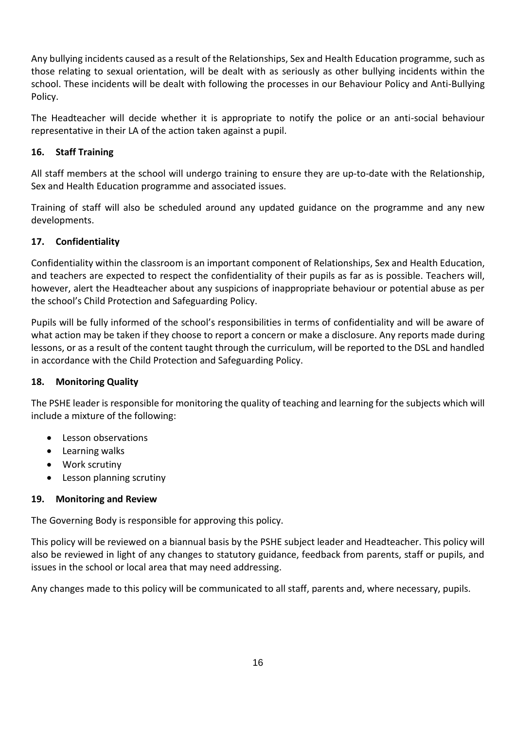Any bullying incidents caused as a result of the Relationships, Sex and Health Education programme, such as those relating to sexual orientation, will be dealt with as seriously as other bullying incidents within the school. These incidents will be dealt with following the processes in our Behaviour Policy and Anti-Bullying Policy.

The Headteacher will decide whether it is appropriate to notify the police or an anti-social behaviour representative in their LA of the action taken against a pupil.

## 16. Staff Training

All staff members at the school will undergo training to ensure they are up-to-date with the Relationship, Sex and Health Education programme and associated issues.

Training of staff will also be scheduled around any updated guidance on the programme and any new developments.

## 17. Confidentiality

Confidentiality within the classroom is an important component of Relationships, Sex and Health Education, and teachers are expected to respect the confidentiality of their pupils as far as is possible. Teachers will, however, alert the Headteacher about any suspicions of inappropriate behaviour or potential abuse as per the school's Child Protection and Safeguarding Policy.

Pupils will be fully informed of the school's responsibilities in terms of confidentiality and will be aware of what action may be taken if they choose to report a concern or make a disclosure. Any reports made during lessons, or as a result of the content taught through the curriculum, will be reported to the DSL and handled in accordance with the Child Protection and Safeguarding Policy.

## 18. Monitoring Quality

The PSHE leader is responsible for monitoring the quality of teaching and learning for the subjects which will include a mixture of the following:

- Lesson observations
- Learning walks
- Work scrutiny
- Lesson planning scrutiny

## 19. Monitoring and Review

The Governing Body is responsible for approving this policy.

This policy will be reviewed on a biannual basis by the PSHE subject leader and Headteacher. This policy will also be reviewed in light of any changes to statutory guidance, feedback from parents, staff or pupils, and issues in the school or local area that may need addressing.

Any changes made to this policy will be communicated to all staff, parents and, where necessary, pupils.